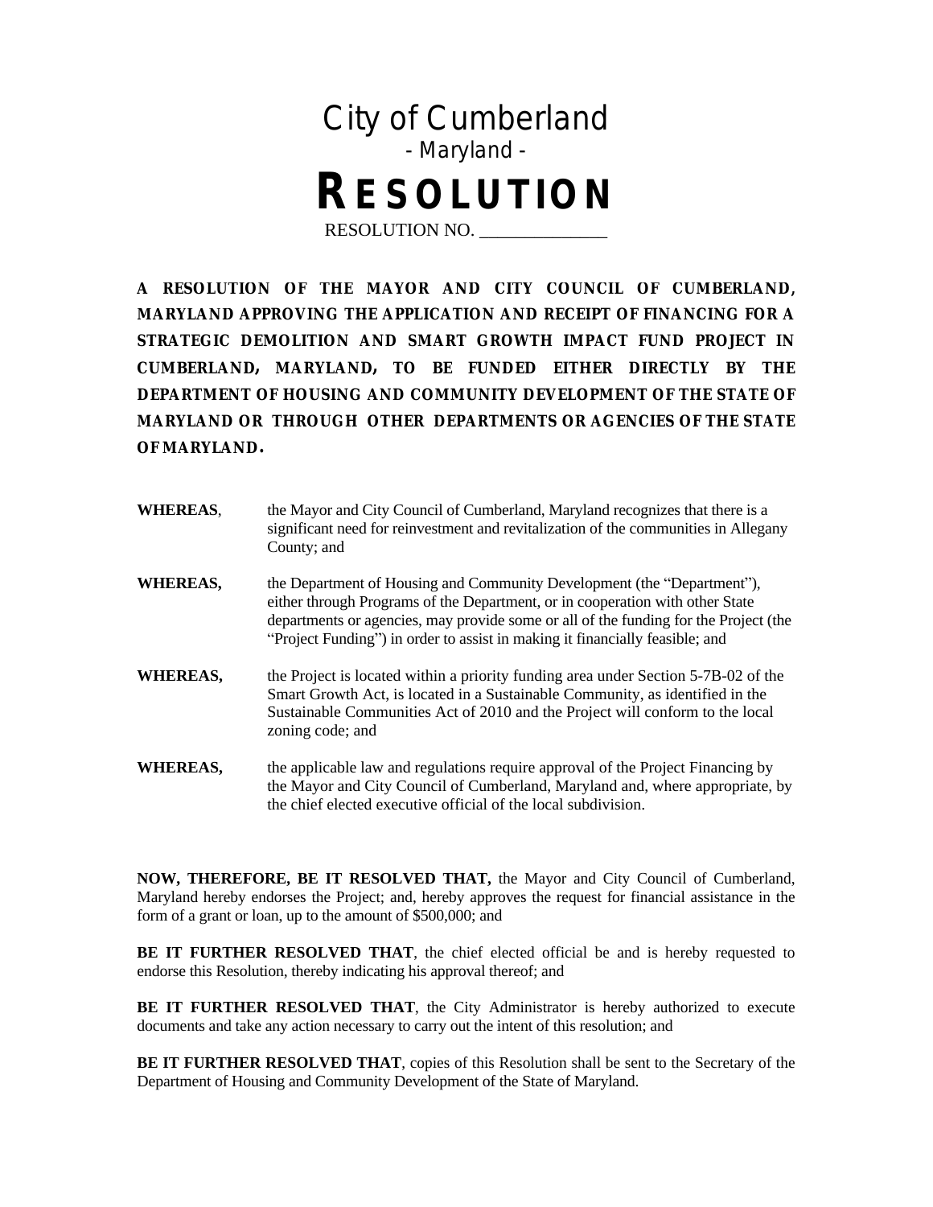# City of Cumberland

- Maryland -

# RESOLUTION

RESOLUTION NO. ______________

**A RESOLUTION OF THE MAYOR AND CITY COUNCIL OF CUMBERLAND, MARYLAND APPROVING THE APPLICATION AND RECEIPT OF FINANCING FOR A STRATEGIC DEMOLITION AND SMART GROWTH IMPACT FUND PROJECT IN CUMBERLAND, MARYLAND, TO BE FUNDED EITHER DIRECTLY BY THE DEPARTMENT OF HOUSING AND COMMUNITY DEVELOPMENT OF THE STATE OF MARYLAND OR THROUGH OTHER DEPARTMENTS OR AGENCIES OF THE STATE OF MARYLAND.**

**WHEREAS**, the Mayor and City Council of Cumberland, Maryland recognizes that there is a significant need for reinvestment and revitalization of the communities in Allegany County; and

**WHEREAS,** the Department of Housing and Community Development (the "Department"), either through Programs of the Department, or in cooperation with other State departments or agencies, may provide some or all of the funding for the Project (the "Project Funding") in order to assist in making it financially feasible; and

**WHEREAS,** the Project is located within a priority funding area under Section 5-7B-02 of the Smart Growth Act, is located in a Sustainable Community, as identified in the Sustainable Communities Act of 2010 and the Project will conform to the local zoning code; and

**WHEREAS,** the applicable law and regulations require approval of the Project Financing by the Mayor and City Council of Cumberland, Maryland and, where appropriate, by the chief elected executive official of the local subdivision.

**NOW, THEREFORE, BE IT RESOLVED THAT,** the Mayor and City Council of Cumberland, Maryland hereby endorses the Project; and, hereby approves the request for financial assistance in the form of a grant or loan, up to the amount of $500,000; and

**BE IT FURTHER RESOLVED THAT**, the chief elected official be and is hereby requested to endorse this Resolution, thereby indicating his approval thereof; and

**BE IT FURTHER RESOLVED THAT**, the City Administrator is hereby authorized to execute documents and take any action necessary to carry out the intent of this resolution; and

**BE IT FURTHER RESOLVED THAT**, copies of this Resolution shall be sent to the Secretary of the Department of Housing and Community Development of the State of Maryland.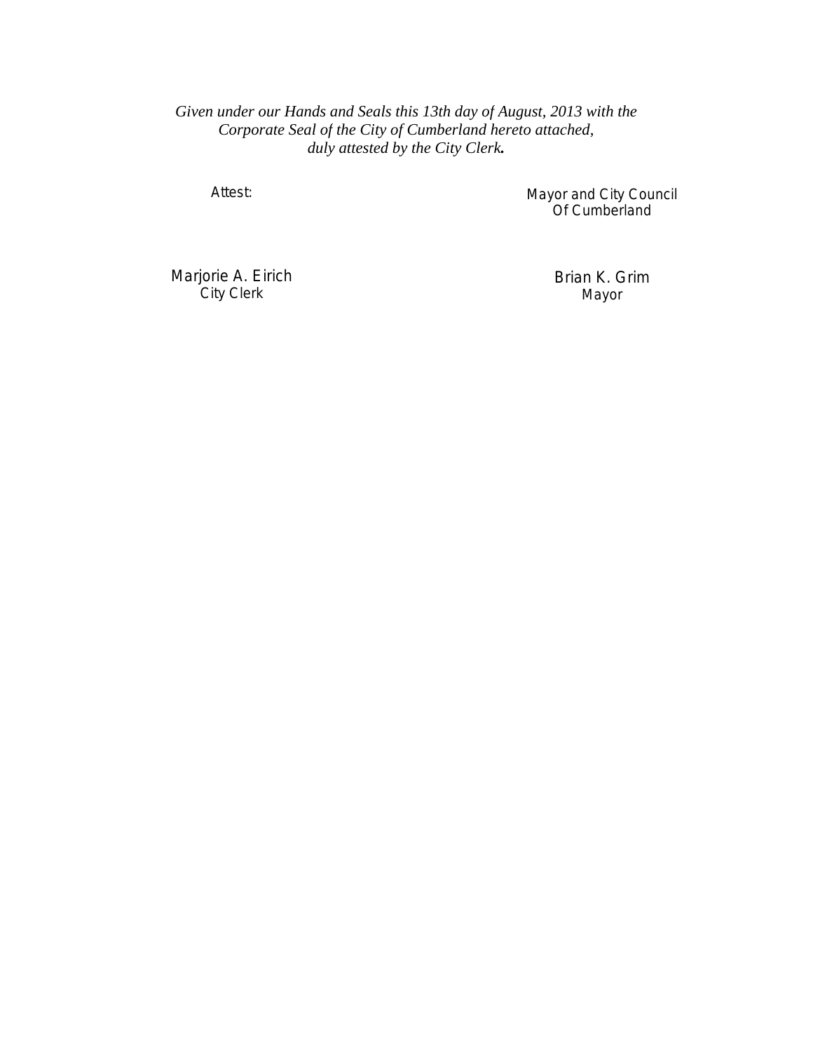*Given under our Hands and Seals this 13th day of August, 2013 with the Corporate Seal of the City of Cumberland hereto attached, duly attested by the City Clerk.*

Attest:

Mayor and City Council
Of Cumberland

Marjorie A. Eirich
City Clerk

Brian K. Grim
Mayor